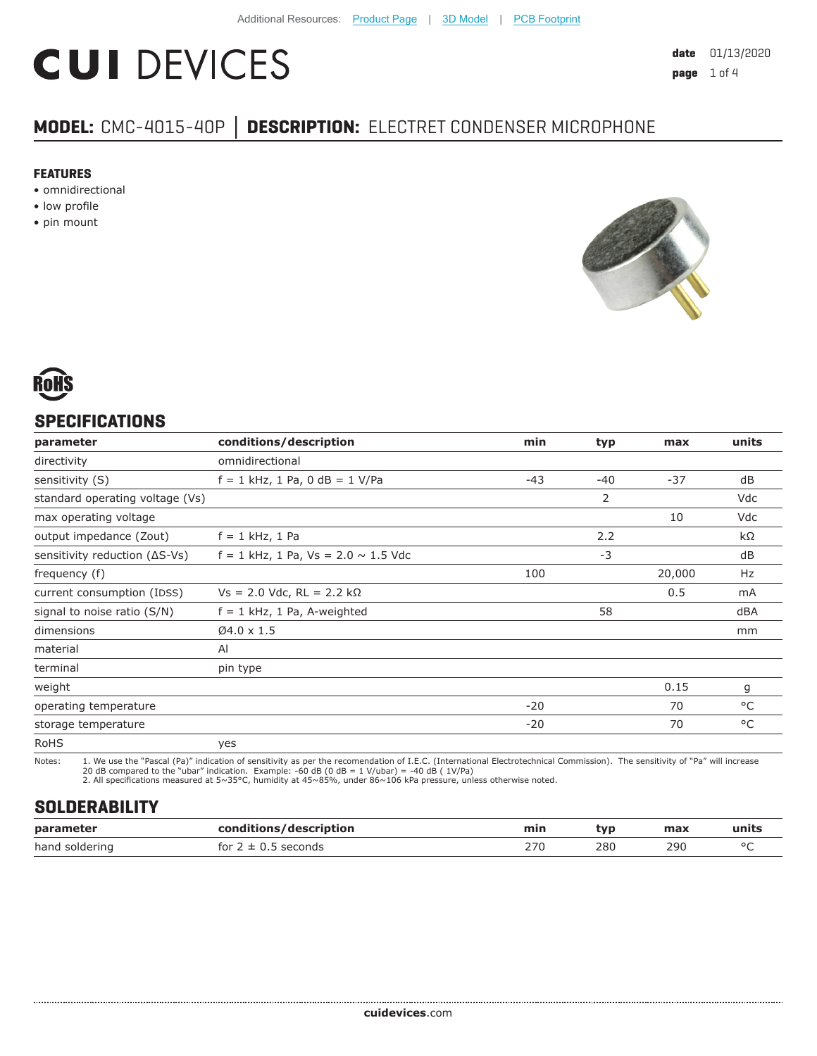Additional Resources: Product Page | 3D Model | PCB Footprint

# CUI DEVICES

**date** 01/13/2020

## MODEL: CMC-4015-40P │ DESCRIPTION: ELECTRET CONDENSER MICROPHONE

### FEATURES

- omnidirectional
- low profile
- pin mount

RoHS

## SPECIFICATIONS

| parameter | conditions/description | min | typ | max | units |
|---|---|---|---|---|---|
| directivity | omnidirectional | | | | |
| sensitivity (S) | f = 1 kHz, 1 Pa, 0 dB = 1 V/Pa | -43 | -40 | -37 | dB |
| standard operating voltage (Vs) | | | 2 | | Vdc |
| max operating voltage | | | | 10 | Vdc |
| output impedance (Zout) | f = 1 kHz, 1 Pa | | 2.2 | | kΩ |
| sensitivity reduction (ΔS-Vs) | f = 1 kHz, 1 Pa, Vs = 2.0 ~ 1.5 Vdc | | -3 | | dB |
| frequency (f) | | 100 | | 20,000 | Hz |
| current consumption (IDSS) | Vs = 2.0 Vdc, RL = 2.2 kΩ | | | 0.5 | mA |
| signal to noise ratio (S/N) | f = 1 kHz, 1 Pa, A-weighted | | 58 | | dBA |
| dimensions | Ø4.0 x 1.5 | | | | mm |
| material | Al | | | | |
| terminal | pin type | | | | |
| weight | | | | 0.15 | g |
| operating temperature | | -20 | | 70 | °C |
| storage temperature | | -20 | | 70 | °C |
| RoHS | yes | | | | |

Notes:
1. We use the "Pascal (Pa)" indication of sensitivity as per the recomendation of I.E.C. (International Electrotechnical Commission). The sensitivity of "Pa" will increase 20 dB compared to the "ubar" indication. Example: -60 dB (0 dB = 1 V/ubar) = -40 dB ( 1V/Pa)
2. All specifications measured at 5~35°C, humidity at 45~85%, under 86~106 kPa pressure, unless otherwise noted.

## SOLDERABILITY

| parameter | conditions/description | min | typ | max | units |
|---|---|---|---|---|---|
| hand soldering | for 2 ± 0.5 seconds | 270 | 280 | 290 | °C |

**cuidevices**.com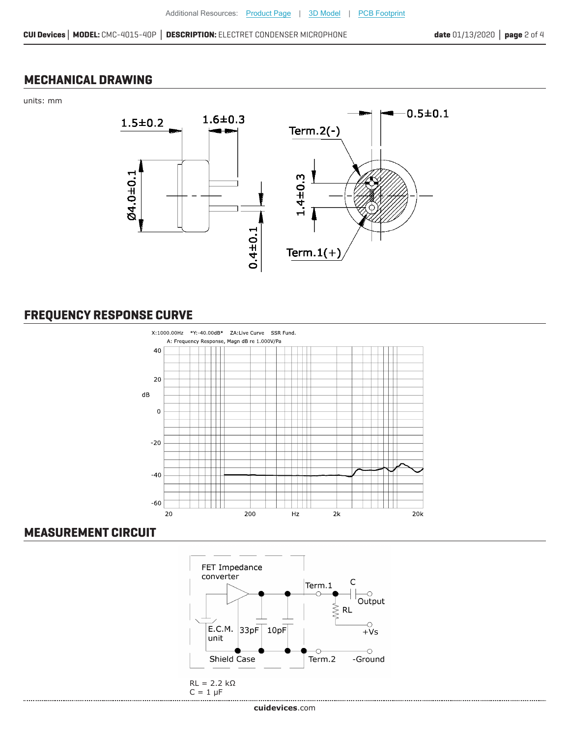## MECHANICAL DRAWING

units: mm

## FREQUENCY RESPONSE CURVE

## MEASUREMENT CIRCUIT

RL = 2.2 kΩ
C = 1 μF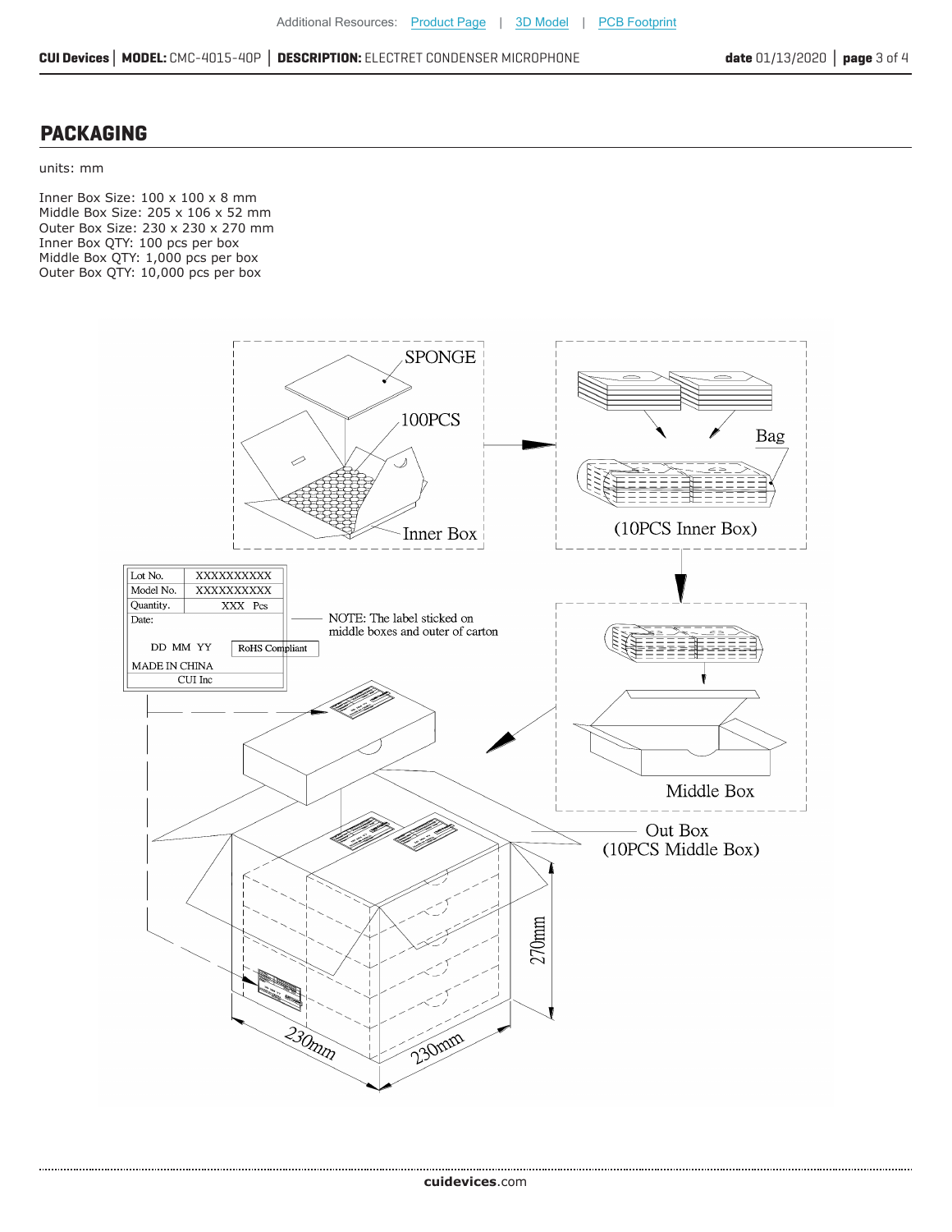## PACKAGING

units: mm

Inner Box Size: 100 x 100 x 8 mm
Middle Box Size: 205 x 106 x 52 mm
Outer Box Size: 230 x 230 x 270 mm
Inner Box QTY: 100 pcs per box
Middle Box QTY: 1,000 pcs per box
Outer Box QTY: 10,000 pcs per box

SPONGE

100PCS

Inner Box

Bag

(10PCS Inner Box)

| Lot No. | XXXXXXXXXX |
|---|---|
| Model No. | XXXXXXXXXX |
| Quantity. | XXX Pcs |
| Date: | |
| DD MM YY | RoHS Compliant |
| MADE IN CHINA | |
| CUI Inc | |

NOTE: The label sticked on middle boxes and outer of carton

Middle Box

Out Box
(10PCS Middle Box)

270mm

230mm

230mm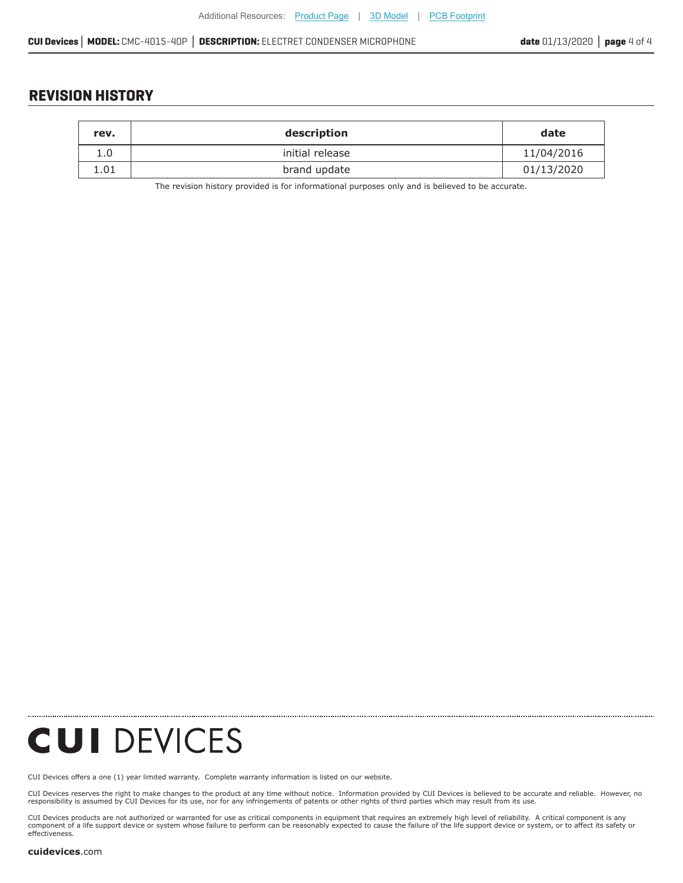## REVISION HISTORY

| rev. | description | date |
|---|---|---|
| 1.0 | initial release | 11/04/2016 |
| 1.01 | brand update | 01/13/2020 |

The revision history provided is for informational purposes only and is believed to be accurate.

CUI DEVICES

CUI Devices offers a one (1) year limited warranty. Complete warranty information is listed on our website.

CUI Devices reserves the right to make changes to the product at any time without notice. Information provided by CUI Devices is believed to be accurate and reliable. However, no responsibility is assumed by CUI Devices for its use, nor for any infringements of patents or other rights of third parties which may result from its use.

CUI Devices products are not authorized or warranted for use as critical components in equipment that requires an extremely high level of reliability. A critical component is any component of a life support device or system whose failure to perform can be reasonably expected to cause the failure of the life support device or system, or to affect its safety or effectiveness.

**cuidevices**.com